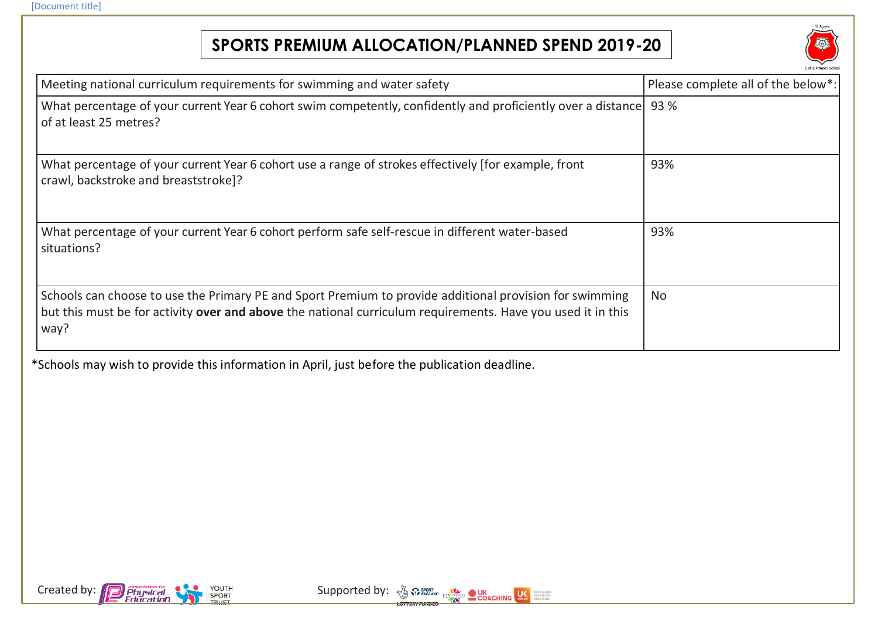# SPORTS PREMIUM ALLOCATION/PLANNED SPEND 2019-20

| Meeting national curriculum requirements for swimming and water safety | Please complete all of the below*: |
|---|---|
| What percentage of your current Year 6 cohort swim competently, confidently and proficiently over a distance of at least 25 metres? | 93 % |
| What percentage of your current Year 6 cohort use a range of strokes effectively [for example, front crawl, backstroke and breaststroke]? | 93% |
| What percentage of your current Year 6 cohort perform safe self-rescue in different water-based situations? | 93% |
| Schools can choose to use the Primary PE and Sport Premium to provide additional provision for swimming but this must be for activity **over and above** the national curriculum requirements. Have you used it in this way? | No |

*Schools may wish to provide this information in April, just before the publication deadline.

Created by:

Supported by: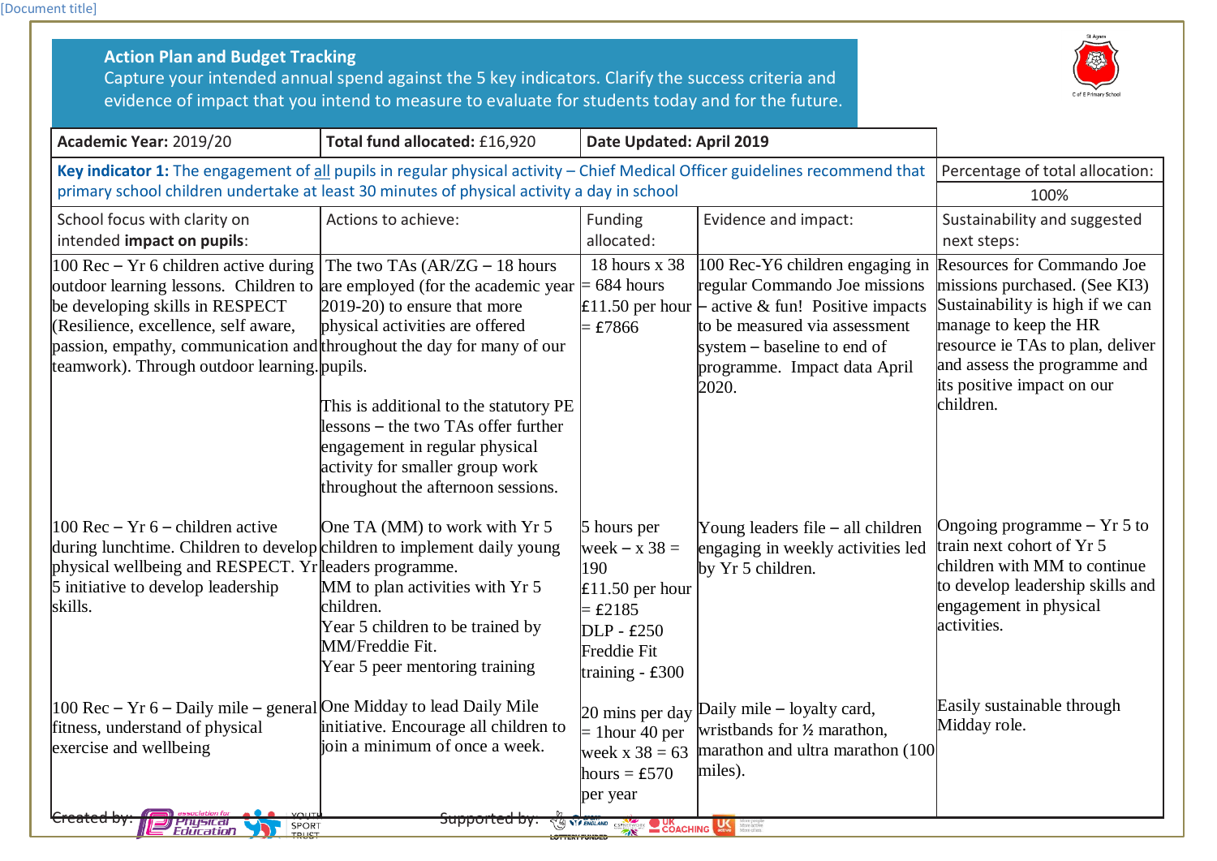## Action Plan and Budget Tracking

Capture your intended annual spend against the 5 key indicators. Clarify the success criteria and evidence of impact that you intend to measure to evaluate for students today and for the future.

| Academic Year: 2019/20 | Total fund allocated: £16,920 | Date Updated: April 2019 | | |
|---|---|---|---|---|
| **Key indicator 1:** The engagement of all pupils in regular physical activity – Chief Medical Officer guidelines recommend that primary school children undertake at least 30 minutes of physical activity a day in school | | | | Percentage of total allocation: 100% |
| School focus with clarity on intended **impact on pupils**: | Actions to achieve: | Funding allocated: | Evidence and impact: | Sustainability and suggested next steps: |
| 100 Rec – Yr 6 children active during outdoor learning lessons. Children to be developing skills in RESPECT (Resilience, excellence, self aware, passion, empathy, communication and teamwork). Through outdoor learning. | The two TAs (AR/ZG – 18 hours are employed (for the academic year 2019-20) to ensure that more physical activities are offered throughout the day for many of our pupils.<br><br>This is additional to the statutory PE lessons – the two TAs offer further engagement in regular physical activity for smaller group work throughout the afternoon sessions. | 18 hours x 38 = 684 hours £11.50 per hour = £7866 | 100 Rec-Y6 children engaging in regular Commando Joe missions – active & fun! Positive impacts to be measured via assessment system – baseline to end of programme. Impact data April 2020. | Resources for Commando Joe missions purchased. (See KI3) Sustainability is high if we can manage to keep the HR resource ie TAs to plan, deliver and assess the programme and its positive impact on our children. |
| 100 Rec – Yr 6 – children active during lunchtime. Children to develop physical wellbeing and RESPECT. Yr 5 initiative to develop leadership skills. | One TA (MM) to work with Yr 5 children to implement daily young leaders programme.<br>MM to plan activities with Yr 5 children.<br>Year 5 children to be trained by MM/Freddie Fit.<br>Year 5 peer mentoring training | 5 hours per week – x 38 = 190<br>£11.50 per hour = £2185<br>DLP - £250<br>Freddie Fit training - £300 | Young leaders file – all children engaging in weekly activities led by Yr 5 children. | Ongoing programme – Yr 5 to train next cohort of Yr 5 children with MM to continue to develop leadership skills and engagement in physical activities. |
| 100 Rec – Yr 6 – Daily mile – general fitness, understand of physical exercise and wellbeing | One Midday to lead Daily Mile initiative. Encourage all children to join a minimum of once a week. | 20 mins per day = 1hour 40 per week x 38 = 63 hours = £570 per year | Daily mile – loyalty card, wristbands for ½ marathon, marathon and ultra marathon (100 miles). | Easily sustainable through Midday role. |

Created by: association for Physical Education, Youth Sport Trust    Supported by: Sport England, CSPNetwork, UK Coaching, UK Active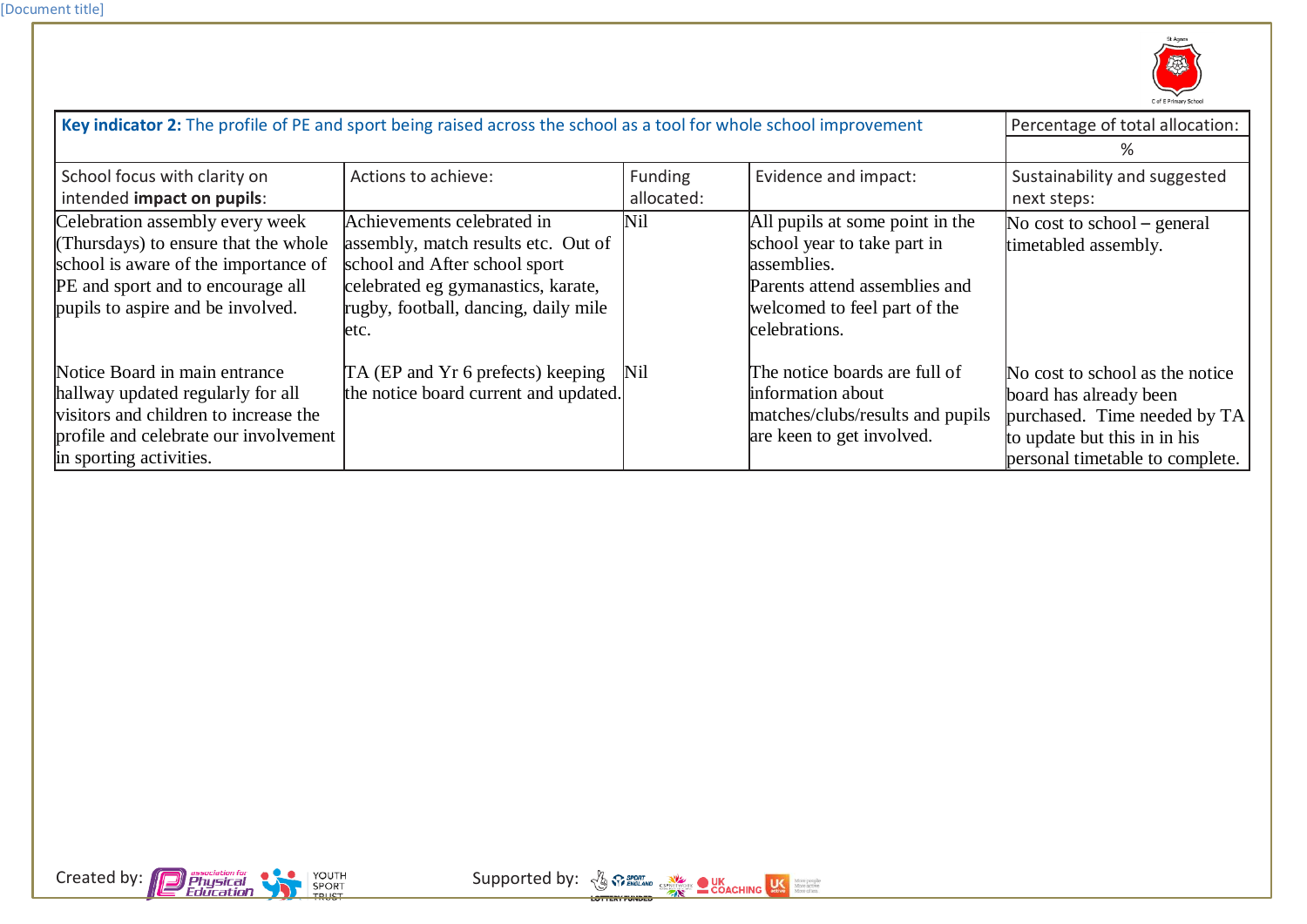| **Key indicator 2:** The profile of PE and sport being raised across the school as a tool for whole school improvement | | | | Percentage of total allocation: |
|---|---|---|---|---|
| | | | | % |
| School focus with clarity on intended **impact on pupils**: | Actions to achieve: | Funding allocated: | Evidence and impact: | Sustainability and suggested next steps: |
| Celebration assembly every week (Thursdays) to ensure that the whole school is aware of the importance of PE and sport and to encourage all pupils to aspire and be involved. | Achievements celebrated in assembly, match results etc. Out of school and After school sport celebrated eg gymanastics, karate, rugby, football, dancing, daily mile etc. | Nil | All pupils at some point in the school year to take part in assemblies. Parents attend assemblies and welcomed to feel part of the celebrations. | No cost to school – general timetabled assembly. |
| Notice Board in main entrance hallway updated regularly for all visitors and children to increase the profile and celebrate our involvement in sporting activities. | TA (EP and Yr 6 prefects) keeping the notice board current and updated. | Nil | The notice boards are full of information about matches/clubs/results and pupils are keen to get involved. | No cost to school as the notice board has already been purchased. Time needed by TA to update but this in in his personal timetable to complete. |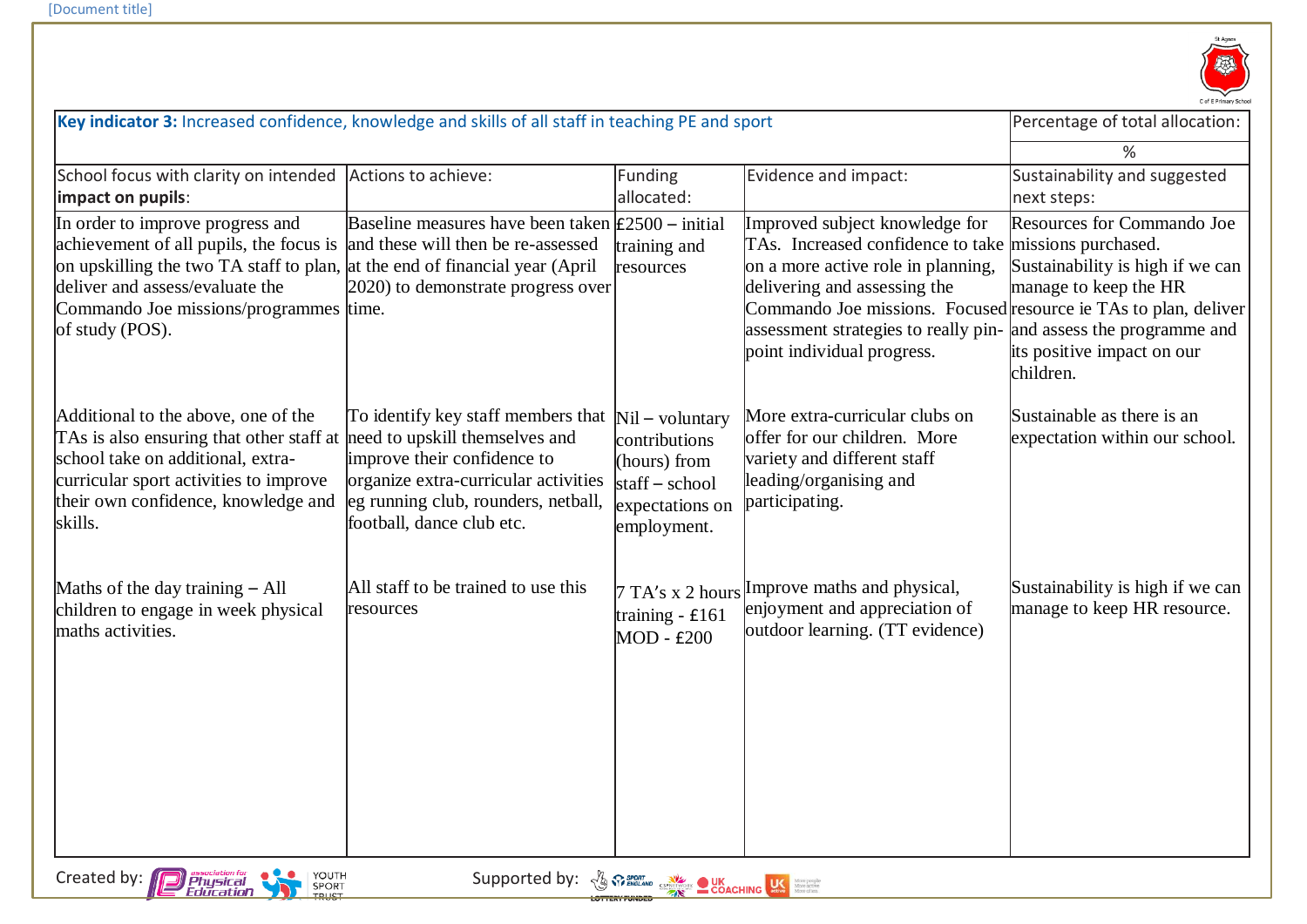| **Key indicator 3:** Increased confidence, knowledge and skills of all staff in teaching PE and sport | | | | Percentage of total allocation: |
|---|---|---|---|---|
| | | | | % |
| School focus with clarity on intended **impact on pupils**: | Actions to achieve: | Funding allocated: | Evidence and impact: | Sustainability and suggested next steps: |
| In order to improve progress and achievement of all pupils, the focus is on upskilling the two TA staff to plan, deliver and assess/evaluate the Commando Joe missions/programmes of study (POS). | Baseline measures have been taken and these will then be re-assessed at the end of financial year (April 2020) to demonstrate progress over time. | £2500 – initial training and resources | Improved subject knowledge for TAs. Increased confidence to take on a more active role in planning, delivering and assessing the Commando Joe missions. Focused assessment strategies to really pin-point individual progress. | Resources for Commando Joe missions purchased. Sustainability is high if we can manage to keep the HR resource ie TAs to plan, deliver and assess the programme and its positive impact on our children. |
| Additional to the above, one of the TAs is also ensuring that other staff at school take on additional, extra-curricular sport activities to improve their own confidence, knowledge and skills. | To identify key staff members that need to upskill themselves and improve their confidence to organize extra-curricular activities eg running club, rounders, netball, football, dance club etc. | Nil – voluntary contributions (hours) from staff – school expectations on employment. | More extra-curricular clubs on offer for our children. More variety and different staff leading/organising and participating. | Sustainable as there is an expectation within our school. |
| Maths of the day training – All children to engage in week physical maths activities. | All staff to be trained to use this resources | 7 TA's x 2 hours training - £161<br>MOD - £200 | Improve maths and physical, enjoyment and appreciation of outdoor learning. (TT evidence) | Sustainability is high if we can manage to keep HR resource. |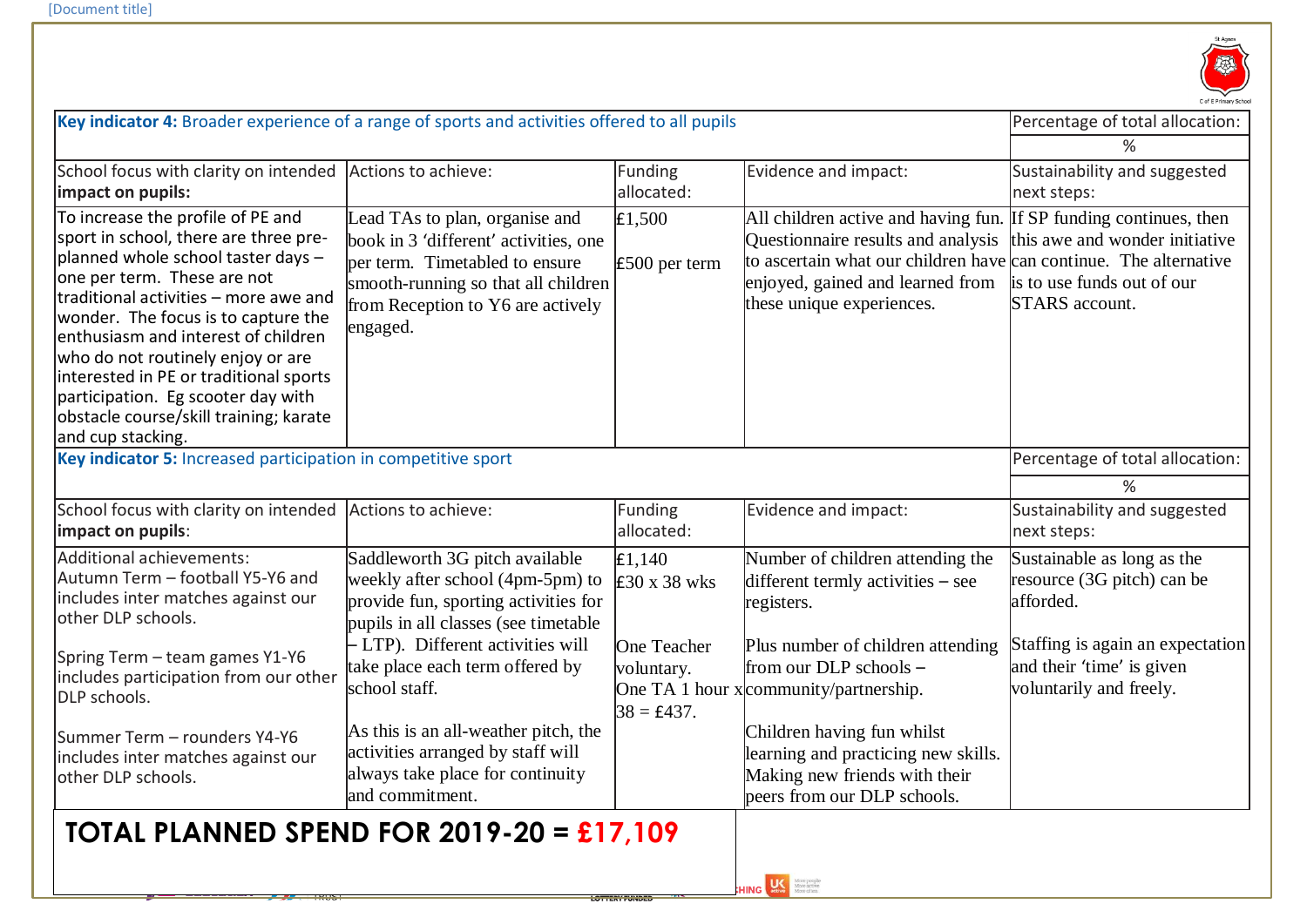| **Key indicator 4:** Broader experience of a range of sports and activities offered to all pupils | | | | Percentage of total allocation: |
|---|---|---|---|---|
| | | | | % |
| School focus with clarity on intended **impact on pupils:** | Actions to achieve: | Funding allocated: | Evidence and impact: | Sustainability and suggested next steps: |
| To increase the profile of PE and sport in school, there are three pre-planned whole school taster days – one per term. These are not traditional activities – more awe and wonder. The focus is to capture the enthusiasm and interest of children who do not routinely enjoy or are interested in PE or traditional sports participation. Eg scooter day with obstacle course/skill training; karate and cup stacking. | Lead TAs to plan, organise and book in 3 'different' activities, one per term. Timetabled to ensure smooth-running so that all children from Reception to Y6 are actively engaged. | £1,500<br><br>£500 per term | All children active and having fun. Questionnaire results and analysis to ascertain what our children have enjoyed, gained and learned from these unique experiences. | If SP funding continues, then this awe and wonder initiative can continue. The alternative is to use funds out of our STARS account. |

| **Key indicator 5:** Increased participation in competitive sport | | | | Percentage of total allocation: |
|---|---|---|---|---|
| | | | | % |
| School focus with clarity on intended **impact on pupils**: | Actions to achieve: | Funding allocated: | Evidence and impact: | Sustainability and suggested next steps: |
| Additional achievements:<br>Autumn Term – football Y5-Y6 and includes inter matches against our other DLP schools.<br><br>Spring Term – team games Y1-Y6 includes participation from our other DLP schools.<br><br>Summer Term – rounders Y4-Y6 includes inter matches against our other DLP schools. | Saddleworth 3G pitch available weekly after school (4pm-5pm) to provide fun, sporting activities for pupils in all classes (see timetable – LTP). Different activities will take place each term offered by school staff.<br><br>As this is an all-weather pitch, the activities arranged by staff will always take place for continuity and commitment. | £1,140<br>£30 x 38 wks<br><br>One Teacher voluntary.<br>One TA 1 hour x 38 = £437. | Number of children attending the different termly activities – see registers.<br><br>Plus number of children attending from our DLP schools – community/partnership.<br><br>Children having fun whilst learning and practicing new skills. Making new friends with their peers from our DLP schools. | Sustainable as long as the resource (3G pitch) can be afforded.<br><br>Staffing is again an expectation and their 'time' is given voluntarily and freely. |

**TOTAL PLANNED SPEND FOR 2019-20 = £17,109**